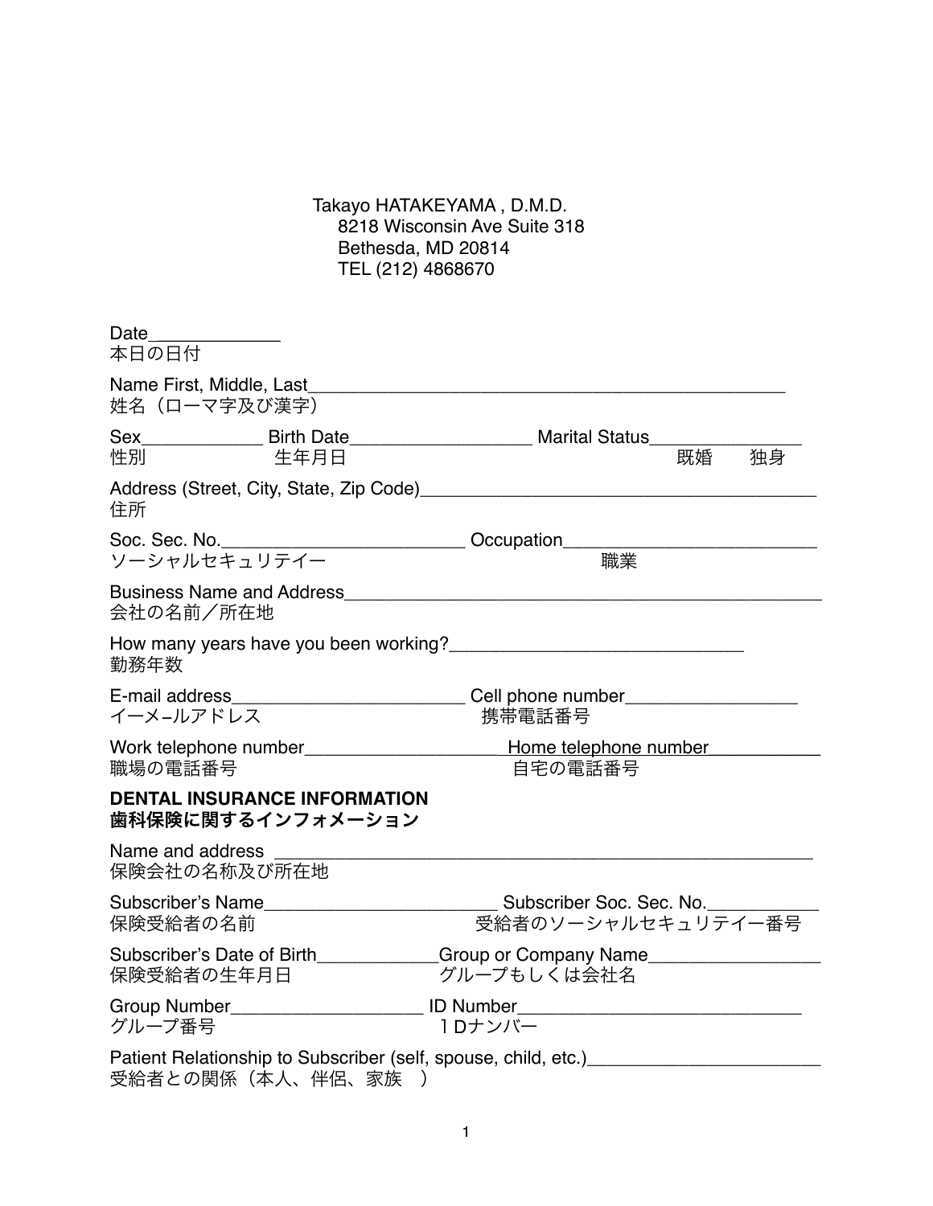Takayo HATAKEYAMA , D.M.D.
8218 Wisconsin Ave Suite 318
Bethesda, MD 20814
TEL (212) 4868670

Date_____________
本日の日付

Name First, Middle, Last_______________________________________________
姓名（ローマ字及び漢字）

Sex____________ Birth Date__________________ Marital Status________________
性別　　　　　　生年月日　　　　　　　　　　　　　　　　　既婚　　独身

Address (Street, City, State, Zip Code)________________________________________
住所

Soc. Sec. No.________________________ Occupation_________________________
ソーシャルセキュリテイー　　　　　　　　　　　職業

Business Name and Address_________________________________________________
会社の名前／所在地

How many years have you been working?_____________________________
勤務年数

E-mail address_______________________ Cell phone number_________________
イーメ-ルアドレス　　　　　　　　　　　携帯電話番号

Work telephone number____________________Home telephone number___________
職場の電話番号　　　　　　　　　　　　　自宅の電話番号

**DENTAL INSURANCE INFORMATION**
**歯科保険に関するインフォメーション**

Name and address ____________________________________________________
保険会社の名称及び所在地

Subscriber's Name_______________________ Subscriber Soc. Sec. No.___________
保険受給者の名前　　　　　　　　　　　受給者のソーシャルセキュリテイー番号

Subscriber's Date of Birth____________Group or Company Name_________________
保険受給者の生年月日　　　　　　　グループもしくは会社名

Group Number___________________ ID Number_____________________________
グループ番号　　　　　　　　　　　ＩDナンバー

Patient Relationship to Subscriber (self, spouse, child, etc.)_______________________
受給者との関係（本人、伴侶、家族　）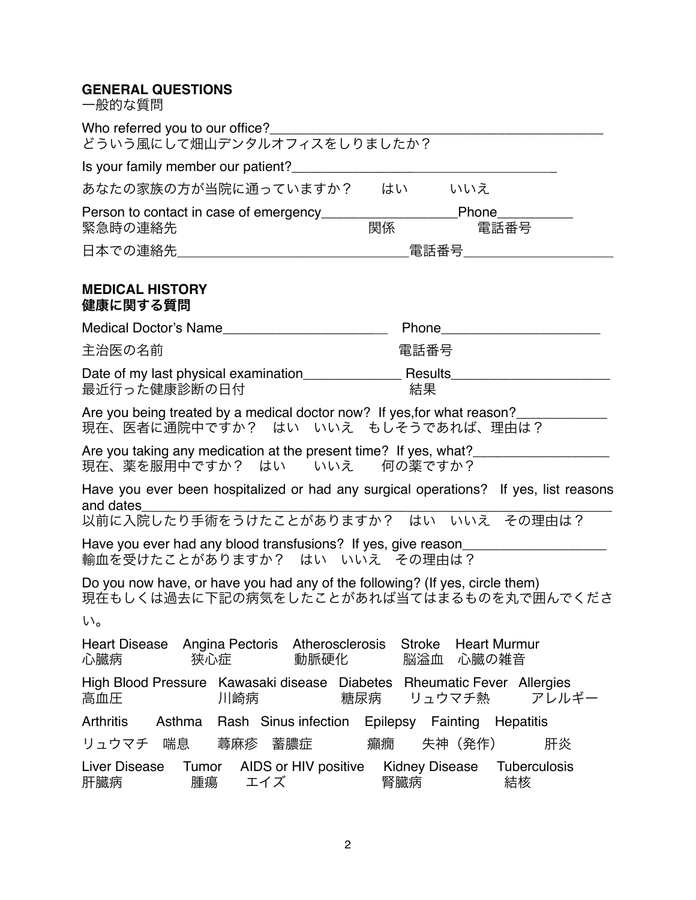## GENERAL QUESTIONS
一般的な質問

Who referred you to our office?_______________________________________________
どういう風にして畑山デンタルオフィスをしりましたか？

Is your family member our patient?____________________________________

あなたの家族の方が当院に通っていますか？　はい　いいえ

Person to contact in case of emergency__________________Phone__________
緊急時の連絡先　関係　電話番号

日本での連絡先______________________________電話番号___________________

## MEDICAL HISTORY
## 健康に関する質問

Medical Doctor's Name______________________ Phone_____________________

主治医の名前　電話番号

Date of my last physical examination_____________ Results_____________________
最近行った健康診断の日付　結果

Are you being treated by a medical doctor now? If yes,for what reason?____________
現在、医者に通院中ですか？　はい　いいえ　もしそうであれば、理由は？

Are you taking any medication at the present time? If yes, what?__________________
現在、薬を服用中ですか？　はい　いいえ　何の薬ですか？

Have you ever been hospitalized or had any surgical operations? If yes, list reasons and dates_______________________________________________________________
以前に入院したり手術をうけたことがありますか？　はい　いいえ　その理由は？

Have you ever had any blood transfusions? If yes, give reason___________________
輸血を受けたことがありますか？　はい　いいえ　その理由は？

Do you now have, or have you had any of the following? (If yes, circle them)
現在もしくは過去に下記の病気をしたことがあれば当てはまるものを丸で囲んでください。

Heart Disease 心臓病　Angina Pectoris 狭心症　Atherosclerosis 動脈硬化　Stroke 脳溢血　Heart Murmur 心臓の雑音

High Blood Pressure 高血圧　Kawasaki disease 川崎病　Diabetes 糖尿病　Rheumatic Fever リュウマチ熱　Allergies アレルギー

Arthritis リュウマチ　Asthma 喘息　Rash 蕁麻疹　Sinus infection 蓄膿症　Epilepsy 癲癇　Fainting 失神（発作）　Hepatitis 肝炎

Liver Disease 肝臓病　Tumor 腫瘍　AIDS or HIV positive エイズ　Kidney Disease 腎臓病　Tuberculosis 結核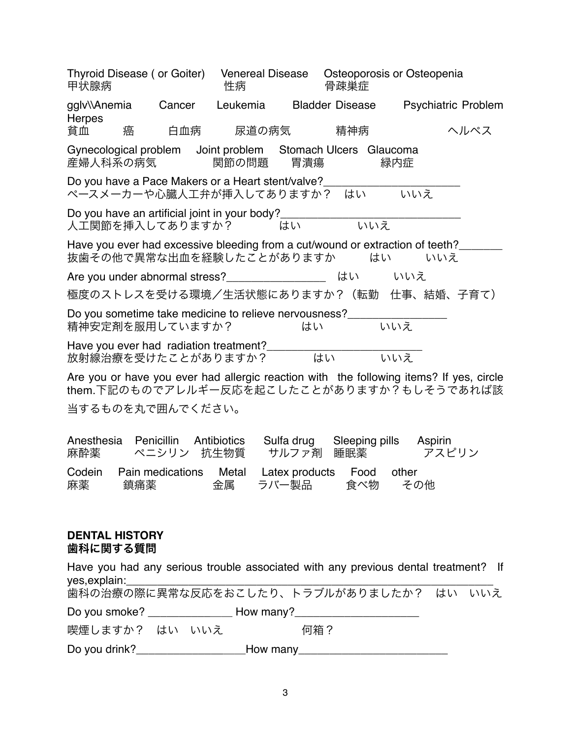Thyroid Disease ( or Goiter)　Venereal Disease　Osteoporosis or Osteopenia
甲状腺病　性病　骨疎巣症

gglv\\Anemia　Cancer　Leukemia　Bladder Disease　Psychiatric Problem　Herpes
貧血　癌　白血病　尿道の病気　精神病　ヘルペス

Gynecological problem　Joint problem　Stomach Ulcers　Glaucoma
産婦人科系の病気　関節の問題　胃潰瘍　緑内症

Do you have a Pace Makers or a Heart stent/valve?______________________
ペースメーカーや心臓人工弁が挿入してありますか？　はい　いいえ

Do you have an artificial joint in your body?_____________________________
人工関節を挿入してありますか？　はい　いいえ

Have you ever had excessive bleeding from a cut/wound or extraction of teeth?_______
抜歯その他で異常な出血を経験したことがありますか　はい　いいえ

Are you under abnormal stress?________________　はい　いいえ

極度のストレスを受ける環境／生活状態にありますか？（転勤　仕事、結婚、子育て）

Do you sometime take medicine to relieve nervousness?________________
精神安定剤を服用していますか？　はい　いいえ

Have you ever had radiation treatment?_________________________
放射線治療を受けたことがありますか？　はい　いいえ

Are you or have you ever had allergic reaction with the following items? If yes, circle them.下記のものでアレルギー反応を起こしたことがありますか？もしそうであれば該当するものを丸で囲んでください。

Anesthesia　Penicillin　Antibiotics　Sulfa drug　Sleeping pills　Aspirin
麻酔薬　ペニシリン　抗生物質　サルファ剤　睡眠薬　アスピリン

Codein　Pain medications　Metal　Latex products　Food　other
麻薬　鎮痛薬　金属　ラバー製品　食べ物　その他

**DENTAL HISTORY**
**歯科に関する質問**

Have you had any serious trouble associated with any previous dental treatment? If yes,explain:____________________________________________________________
歯科の治療の際に異常な反応をおこしたり、トラブルがありましたか？　はい　いいえ

Do you smoke? _____________ How many?____________________

喫煙しますか？　はい　いいえ　何箱？

Do you drink?_________________How many________________________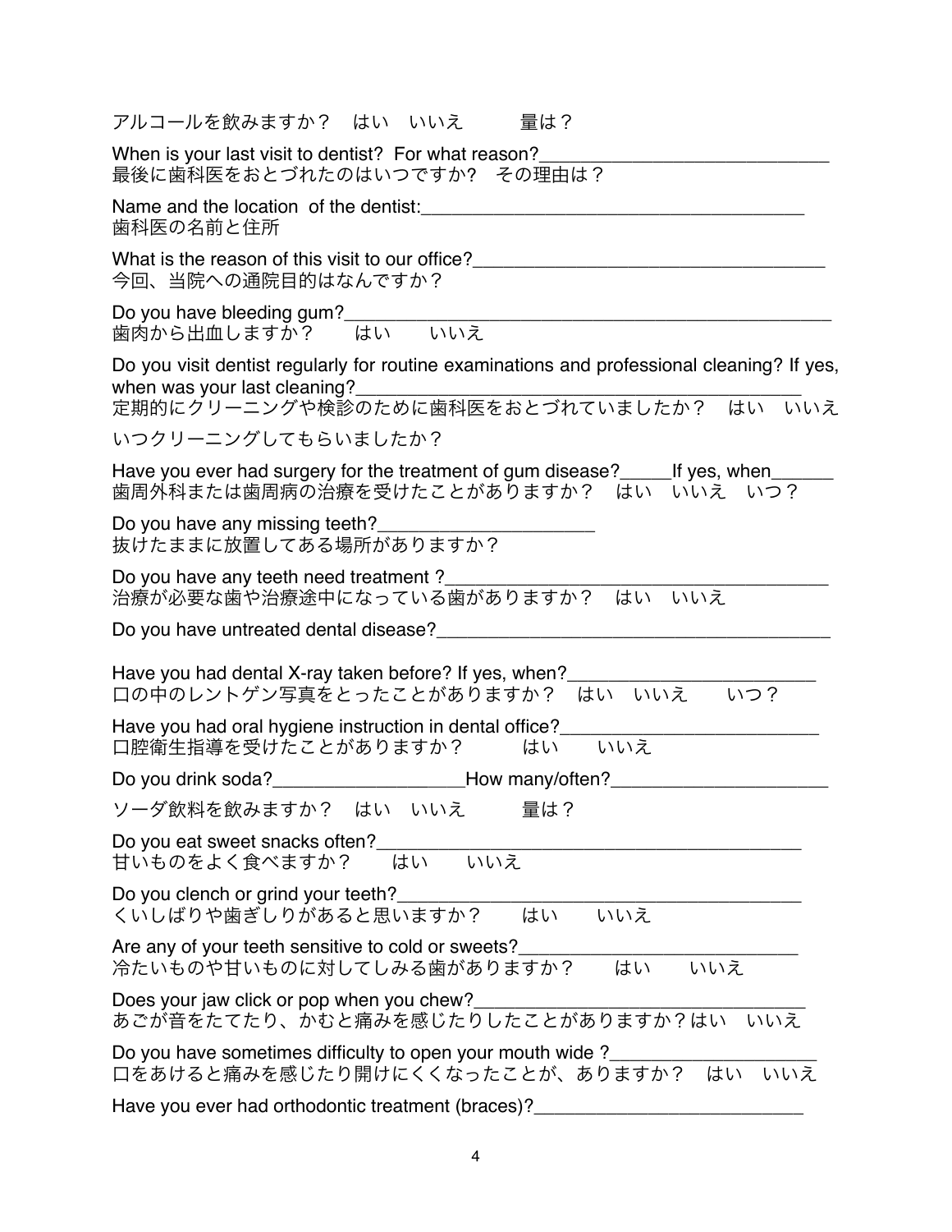アルコールを飲みますか？　はい　いいえ　　量は？

When is your last visit to dentist?  For what reason?______________________________
最後に歯科医をおとづれたのはいつですか?　その理由は？

Name and the location  of the dentist:________________________________________
歯科医の名前と住所

What is the reason of this visit to our office?____________________________________
今回、当院への通院目的はなんですか？

Do you have bleeding gum?_________________________________________________
歯肉から出血しますか？　はい　いいえ

Do you visit dentist regularly for routine examinations and professional cleaning? If yes, when was your last cleaning?_____________________________________________
定期的にクリーニングや検診のために歯科医をおとづれていましたか？　はい　いいえ

いつクリーニングしてもらいましたか？

Have you ever had surgery for the treatment of gum disease?_____If yes, when______
歯周外科または歯周病の治療を受けたことがありますか？　はい　いいえ　いつ？

Do you have any missing teeth?______________________
抜けたままに放置してある場所がありますか？

Do you have any teeth need treatment ?________________________________________
治療が必要な歯や治療途中になっている歯がありますか？　はい　いいえ

Do you have untreated dental disease?_________________________________________

Have you had dental X-ray taken before? If yes, when?__________________________
口の中のレントゲン写真をとったことがありますか？　はい　いいえ　　いつ？

Have you had oral hygiene instruction in dental office?__________________________
口腔衛生指導を受けたことがありますか？　　はい　　いいえ

Do you drink soda?___________________How many/often?______________________

ソーダ飲料を飲みますか？　はい　いいえ　　量は？

Do you eat sweet snacks often?__________________________________________
甘いものをよく食べますか？　はい　いいえ

Do you clench or grind your teeth?_______________________________________
くいしばりや歯ぎしりがあると思いますか？　はい　いいえ

Are any of your teeth sensitive to cold or sweets?____________________________
冷たいものや甘いものに対してしみる歯がありますか？　はい　いいえ

Does your jaw click or pop when you chew?_________________________________
あごが音をたてたり、かむと痛みを感じたりしたことがありますか？はい　いいえ

Do you have sometimes difficulty to open your mouth wide ?____________________
口をあけると痛みを感じたり開けにくくなったことが、ありますか？　はい　いいえ

Have you ever had orthodontic treatment (braces)?___________________________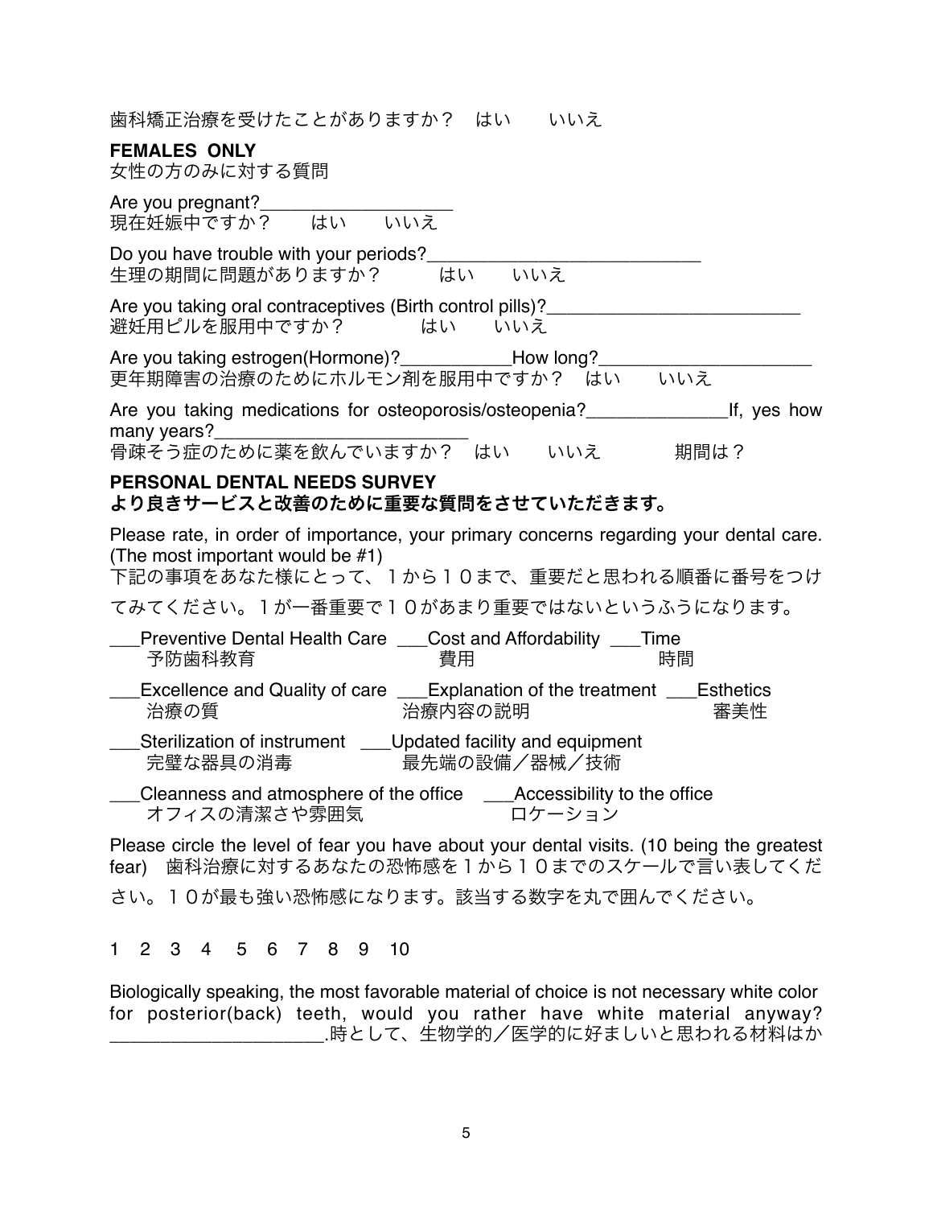歯科矯正治療を受けたことがありますか？　はい　　いいえ

**FEMALES ONLY**
女性の方のみに対する質問

Are you pregnant?___________________
現在妊娠中ですか？　　はい　　いいえ

Do you have trouble with your periods?___________________________
生理の期間に問題がありますか？　　　はい　　いいえ

Are you taking oral contraceptives (Birth control pills)?_________________________
避妊用ピルを服用中ですか？　　　　はい　　いいえ

Are you taking estrogen(Hormone)?___________How long?_____________________
更年期障害の治療のためにホルモン剤を服用中ですか？　はい　　いいえ

Are you taking medications for osteoporosis/osteopenia?______________If, yes how many years?_______________________
骨疎そう症のために薬を飲んでいますか？　はい　　いいえ　　　期間は？

**PERSONAL DENTAL NEEDS SURVEY**
**より良きサービスと改善のために重要な質問をさせていただきます。**

Please rate, in order of importance, your primary concerns regarding your dental care. (The most important would be #1)
下記の事項をあなた様にとって、１から１０まで、重要だと思われる順番に番号をつけてみてください。１が一番重要で１０があまり重要ではないというふうになります。

___Preventive Dental Health Care 予防歯科教育　___Cost and Affordability 費用　___Time 時間

___Excellence and Quality of care 治療の質　___Explanation of the treatment 治療内容の説明　___Esthetics 審美性

___Sterilization of instrument 完璧な器具の消毒　___Updated facility and equipment 最先端の設備／器械／技術

___Cleanness and atmosphere of the office オフィスの清潔さや雰囲気　___Accessibility to the office ロケーション

Please circle the level of fear you have about your dental visits. (10 being the greatest fear)　歯科治療に対するあなたの恐怖感を１から１０までのスケールで言い表してください。１０が最も強い恐怖感になります。該当する数字を丸で囲んでください。

1　2　3　4　5　6　7　8　9　10

Biologically speaking, the most favorable material of choice is not necessary white color for posterior(back) teeth, would you rather have white material anyway? ____________________.時として、生物学的／医学的に好ましいと思われる材料はか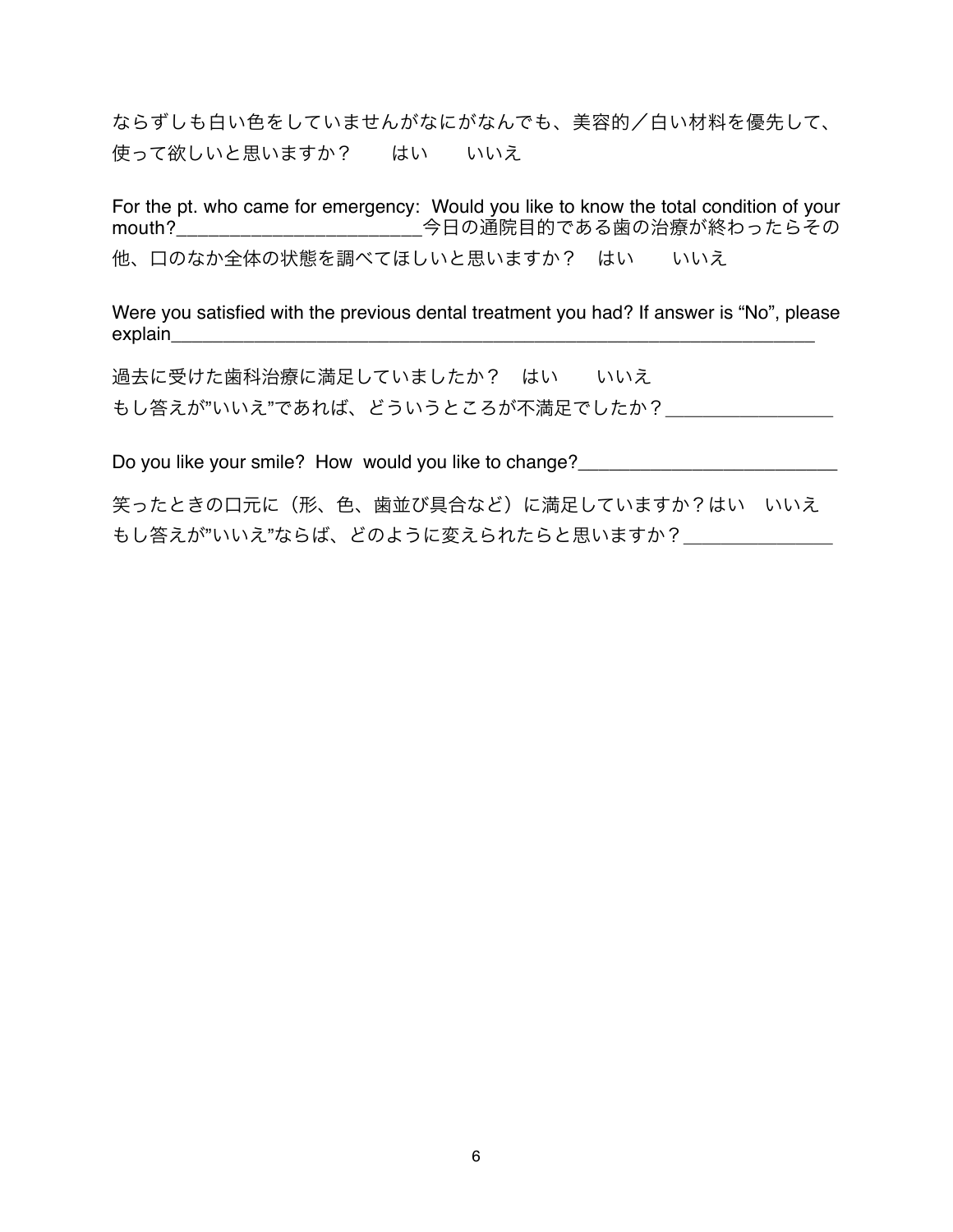ならずしも白い色をしていませんがなにがなんでも、美容的／白い材料を優先して、使って欲しいと思いますか？　　はい　　いいえ

For the pt. who came for emergency: Would you like to know the total condition of your mouth?________________________今日の通院目的である歯の治療が終わったらその他、口のなか全体の状態を調べてほしいと思いますか？　はい　　いいえ

Were you satisfied with the previous dental treatment you had? If answer is "No", please explain_________________________________________________________________

過去に受けた歯科治療に満足していましたか？　はい　　いいえ
もし答えが"いいえ"であれば、どういうところが不満足でしたか？________________

Do you like your smile? How would you like to change?__________________________

笑ったときの口元に（形、色、歯並び具合など）に満足していますか？はい　いいえ
もし答えが"いいえ"ならば、どのように変えられたらと思いますか？______________